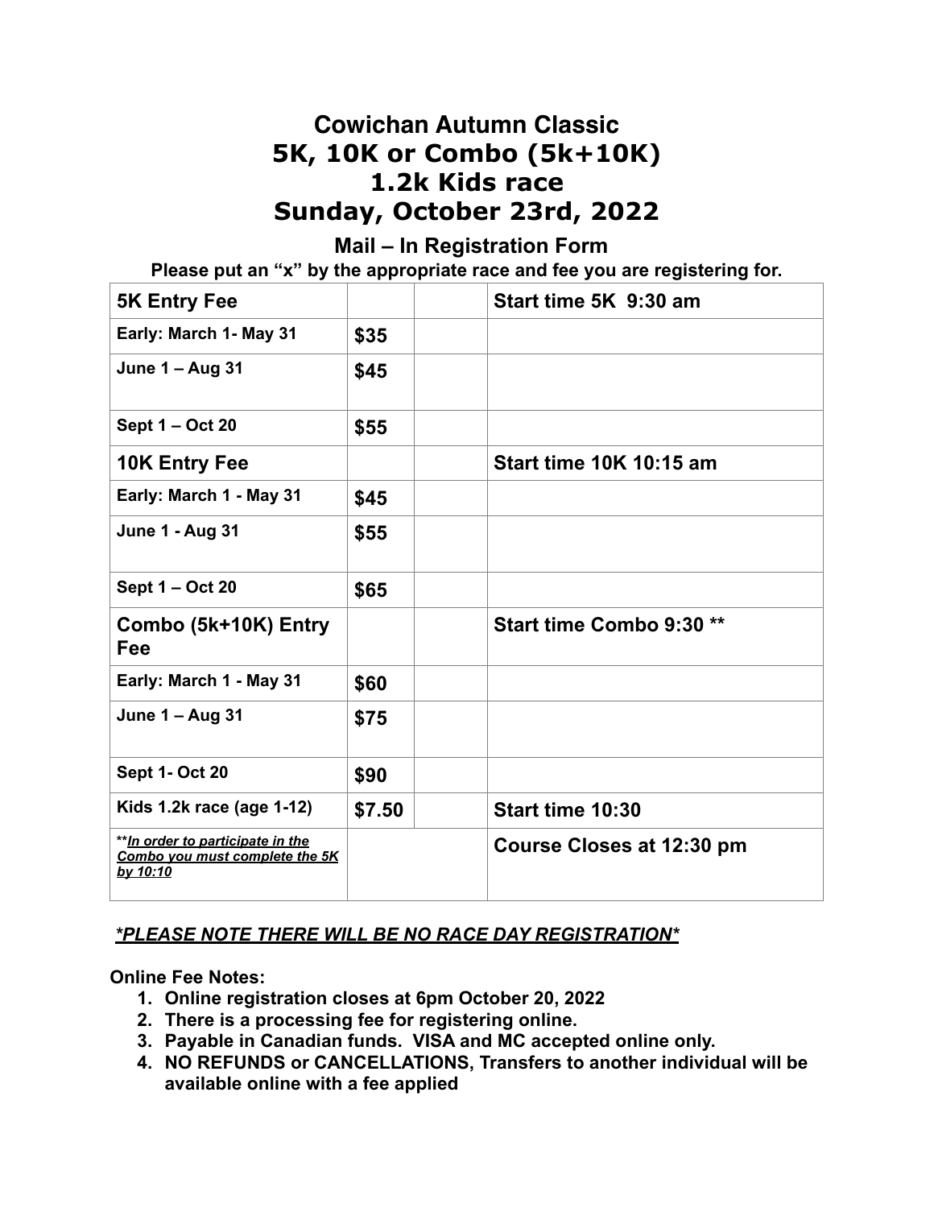# Cowichan Autumn Classic
# 5K, 10K or Combo (5k+10K)
# 1.2k Kids race
# Sunday, October 23rd, 2022

## Mail – In Registration Form

**Please put an "x" by the appropriate race and fee you are registering for.**

| **5K Entry Fee** | | | **Start time 5K 9:30 am** |
|---|---|---|---|
| **Early: March 1- May 31** | **$35** | | |
| **June 1 – Aug 31** | **$45** | | |
| **Sept 1 – Oct 20** | **$55** | | |
| **10K Entry Fee** | | | **Start time 10K 10:15 am** |
| **Early: March 1 - May 31** | **$45** | | |
| **June 1 - Aug 31** | **$55** | | |
| **Sept 1 – Oct 20** | **$65** | | |
| **Combo (5k+10K) Entry Fee** | | | **Start time Combo 9:30 \*\*** |
| **Early: March 1 - May 31** | **$60** | | |
| **June 1 – Aug 31** | **$75** | | |
| **Sept 1- Oct 20** | **$90** | | |
| **Kids 1.2k race (age 1-12)** | **$7.50** | | **Start time 10:30** |
| ***\*\*In order to participate in the Combo you must complete the 5K by 10:10*** | | | **Course Closes at 12:30 pm** |

***\*PLEASE NOTE THERE WILL BE NO RACE DAY REGISTRATION\****

**Online Fee Notes:**

1. **Online registration closes at 6pm October 20, 2022**
2. **There is a processing fee for registering online.**
3. **Payable in Canadian funds. VISA and MC accepted online only.**
4. **NO REFUNDS or CANCELLATIONS, Transfers to another individual will be available online with a fee applied**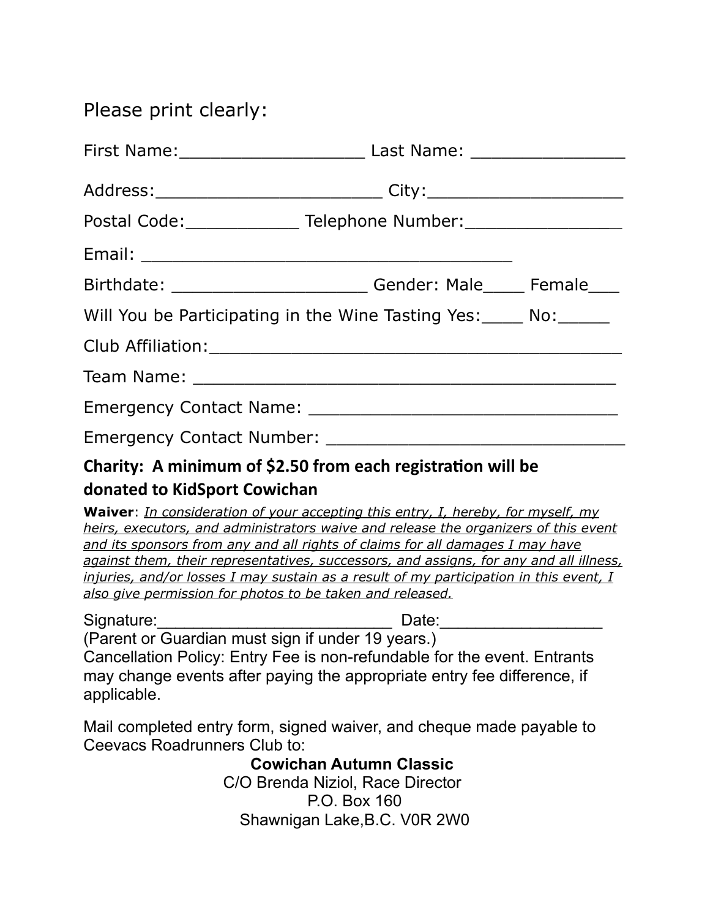Please print clearly:

First Name:__________________ Last Name: _______________

Address:______________________ City:___________________

Postal Code:___________ Telephone Number:_______________

Email: ____________________________________

Birthdate: ___________________ Gender: Male____ Female___

Will You be Participating in the Wine Tasting Yes:____ No:_____

Club Affiliation:_________________________________________

Team Name: _________________________________________

Emergency Contact Name: ______________________________

Emergency Contact Number: _____________________________

**Charity: A minimum of $2.50 from each registration will be donated to KidSport Cowichan**

**Waiver**: *In consideration of your accepting this entry, I, hereby, for myself, my heirs, executors, and administrators waive and release the organizers of this event and its sponsors from any and all rights of claims for all damages I may have against them, their representatives, successors, and assigns, for any and all illness, injuries, and/or losses I may sustain as a result of my participation in this event, I also give permission for photos to be taken and released.*

Signature:_________________________ Date:_________________

(Parent or Guardian must sign if under 19 years.)

Cancellation Policy: Entry Fee is non-refundable for the event. Entrants may change events after paying the appropriate entry fee difference, if applicable.

Mail completed entry form, signed waiver, and cheque made payable to Ceevacs Roadrunners Club to:

**Cowichan Autumn Classic**
C/O Brenda Niziol, Race Director
P.O. Box 160
Shawnigan Lake,B.C. V0R 2W0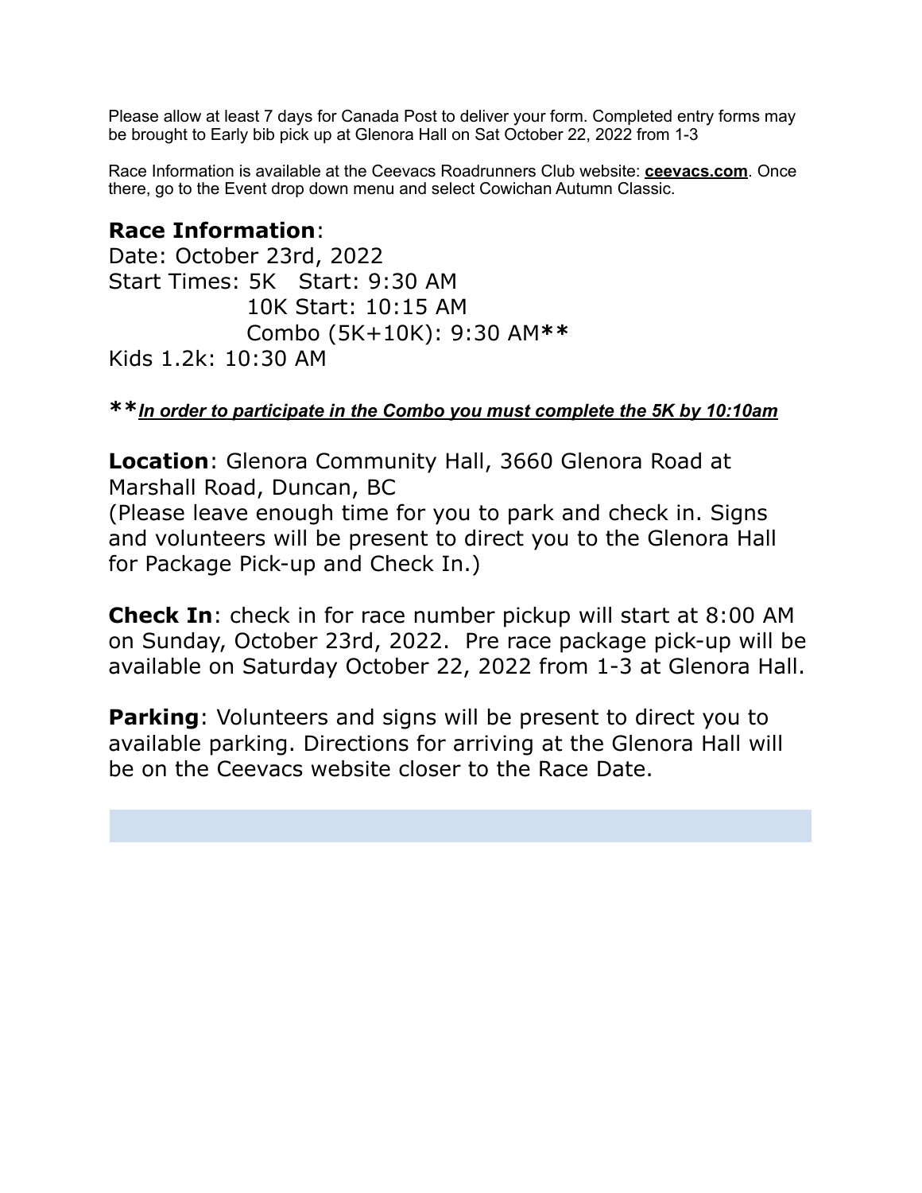Please allow at least 7 days for Canada Post to deliver your form. Completed entry forms may be brought to Early bib pick up at Glenora Hall on Sat October 22, 2022 from 1-3

Race Information is available at the Ceevacs Roadrunners Club website: **ceevacs.com**. Once there, go to the Event drop down menu and select Cowichan Autumn Classic.

**Race Information**:
Date: October 23rd, 2022
Start Times: 5K Start: 9:30 AM
10K Start: 10:15 AM
Combo (5K+10K): 9:30 AM**
Kids 1.2k: 10:30 AM

**_In order to participate in the Combo you must complete the 5K by 10:10am_

**Location**: Glenora Community Hall, 3660 Glenora Road at Marshall Road, Duncan, BC
(Please leave enough time for you to park and check in. Signs and volunteers will be present to direct you to the Glenora Hall for Package Pick-up and Check In.)

**Check In**: check in for race number pickup will start at 8:00 AM on Sunday, October 23rd, 2022. Pre race package pick-up will be available on Saturday October 22, 2022 from 1-3 at Glenora Hall.

**Parking**: Volunteers and signs will be present to direct you to available parking. Directions for arriving at the Glenora Hall will be on the Ceevacs website closer to the Race Date.